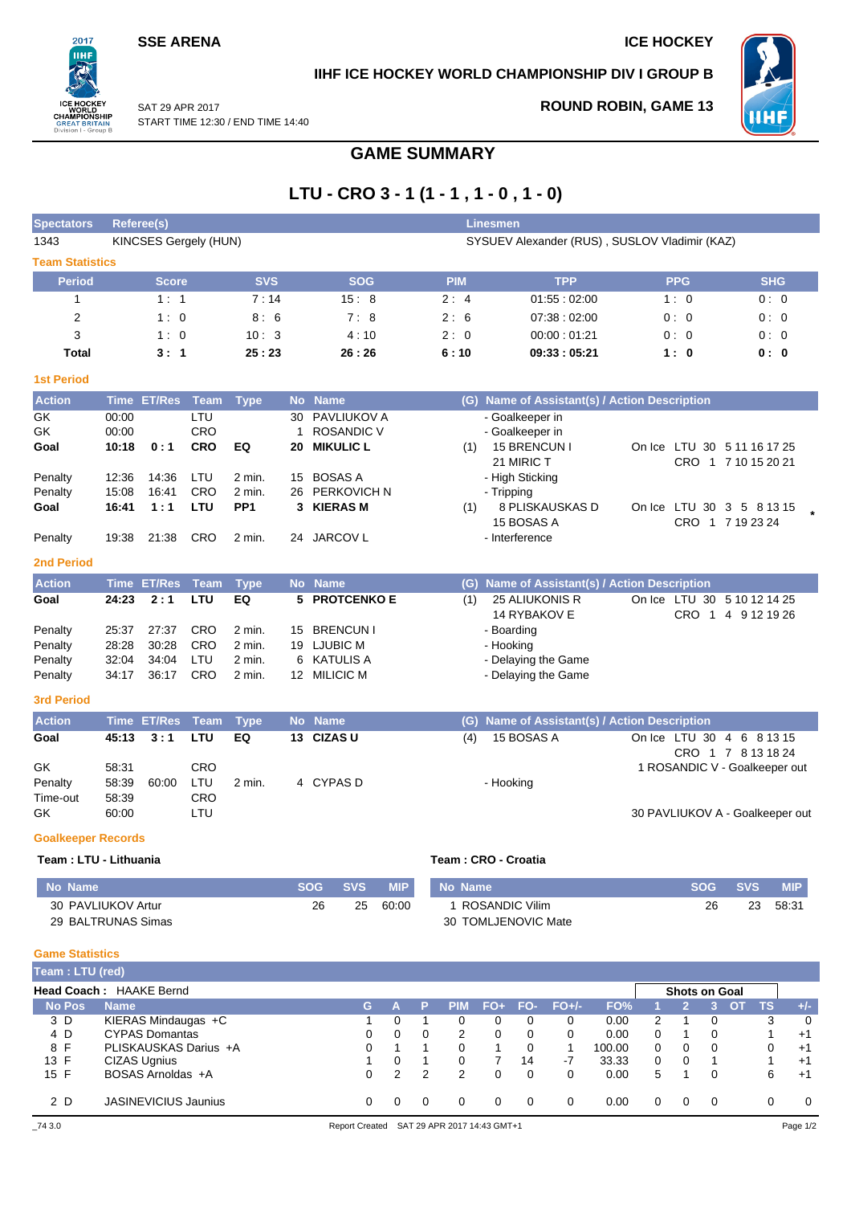SSE ARENA

ICE HOCKEY

IIHF ICE HOCKEY WORLD CHAMPIONSHIP DIV I GROUP B

SAT 29 APR 2017
START TIME 12:30 / END TIME 14:40

ROUND ROBIN, GAME 13

# GAME SUMMARY

## LTU - CRO 3 - 1 (1 - 1 , 1 - 0 , 1 - 0)

| Spectators | Referee(s) | Linesmen |
|---|---|---|
| 1343 | KINCSES Gergely (HUN) | SYSUEV Alexander (RUS) , SUSLOV Vladimir (KAZ) |

### Team Statistics

| Period | Score | SVS | SOG | PIM | TPP | PPG | SHG |
|---|---|---|---|---|---|---|---|
| 1 | 1 : 1 | 7 : 14 | 15 : 8 | 2 : 4 | 01:55 : 02:00 | 1 : 0 | 0 : 0 |
| 2 | 1 : 0 | 8 : 6 | 7 : 8 | 2 : 6 | 07:38 : 02:00 | 0 : 0 | 0 : 0 |
| 3 | 1 : 0 | 10 : 3 | 4 : 10 | 2 : 0 | 00:00 : 01:21 | 0 : 0 | 0 : 0 |
| **Total** | **3 : 1** | **25 : 23** | **26 : 26** | **6 : 10** | **09:33 : 05:21** | **1 : 0** | **0 : 0** |

### 1st Period

| Action | Time | ET/Res | Team | Type | No | Name | (G) | Name of Assistant(s) / Action Description | |
|---|---|---|---|---|---|---|---|---|---|
| GK | 00:00 | | LTU | | 30 | PAVLIUKOV A | | - Goalkeeper in | |
| GK | 00:00 | | CRO | | 1 | ROSANDIC V | | - Goalkeeper in | |
| **Goal** | **10:18** | **0 : 1** | **CRO** | **EQ** | **20** | **MIKULIC L** | (1) | 15 BRENCUN I<br>21 MIRIC T | On Ice LTU 30 5 11 16 17 25<br>CRO 1 7 10 15 20 21 |
| Penalty | 12:36 | 14:36 | LTU | 2 min. | 15 | BOSAS A | | - High Sticking | |
| Penalty | 15:08 | 16:41 | CRO | 2 min. | 26 | PERKOVICH N | | - Tripping | |
| **Goal** | **16:41** | **1 : 1** | **LTU** | **PP1** | **3** | **KIERAS M** | (1) | 8 PLISKAUSKAS D<br>15 BOSAS A | On Ice LTU 30 3 5 8 13 15 *<br>CRO 1 7 19 23 24 |
| Penalty | 19:38 | 21:38 | CRO | 2 min. | 24 | JARCOV L | | - Interference | |

### 2nd Period

| Action | Time | ET/Res | Team | Type | No | Name | (G) | Name of Assistant(s) / Action Description | |
|---|---|---|---|---|---|---|---|---|---|
| **Goal** | **24:23** | **2 : 1** | **LTU** | **EQ** | **5** | **PROTCENKO E** | (1) | 25 ALIUKONIS R<br>14 RYBAKOV E | On Ice LTU 30 5 10 12 14 25<br>CRO 1 4 9 12 19 26 |
| Penalty | 25:37 | 27:37 | CRO | 2 min. | 15 | BRENCUN I | | - Boarding | |
| Penalty | 28:28 | 30:28 | CRO | 2 min. | 19 | LJUBIC M | | - Hooking | |
| Penalty | 32:04 | 34:04 | LTU | 2 min. | 6 | KATULIS A | | - Delaying the Game | |
| Penalty | 34:17 | 36:17 | CRO | 2 min. | 12 | MILICIC M | | - Delaying the Game | |

### 3rd Period

| Action | Time | ET/Res | Team | Type | No | Name | (G) | Name of Assistant(s) / Action Description | |
|---|---|---|---|---|---|---|---|---|---|
| **Goal** | **45:13** | **3 : 1** | **LTU** | **EQ** | **13** | **CIZAS U** | (4) | 15 BOSAS A | On Ice LTU 30 4 6 8 13 15<br>CRO 1 7 8 13 18 24 |
| GK | 58:31 | | CRO | | | | | | 1 ROSANDIC V - Goalkeeper out |
| Penalty | 58:39 | 60:00 | LTU | 2 min. | 4 | CYPAS D | | - Hooking | |
| Time-out | 58:39 | | CRO | | | | | | |
| GK | 60:00 | | LTU | | | | | | 30 PAVLIUKOV A - Goalkeeper out |

### Goalkeeper Records

**Team : LTU - Lithuania**

| No Name | SOG | SVS | MIP |
|---|---|---|---|
| 30 PAVLIUKOV Artur | 26 | 25 | 60:00 |
| 29 BALTRUNAS Simas | | | |

**Team : CRO - Croatia**

| No Name | SOG | SVS | MIP |
|---|---|---|---|
| 1 ROSANDIC Vilim | 26 | 23 | 58:31 |
| 30 TOMLJENOVIC Mate | | | |

### Game Statistics

**Team : LTU (red)**

**Head Coach :** HAAKE Bernd

| No | Pos | Name | G | A | P | PIM | FO+ | FO- | FO+/- | FO% | 1 | 2 | 3 | OT | TS | +/- |
|---|---|---|---|---|---|---|---|---|---|---|---|---|---|---|---|---|
| 3 | D | KIERAS Mindaugas +C | 1 | 0 | 1 | 0 | 0 | 0 | 0 | 0.00 | 2 | 1 | 0 | | 3 | 0 |
| 4 | D | CYPAS Domantas | 0 | 0 | 0 | 2 | 0 | 0 | 0 | 0.00 | 0 | 1 | 0 | | 1 | +1 |
| 8 | F | PLISKAUSKAS Darius +A | 0 | 1 | 1 | 0 | 1 | 0 | 1 | 100.00 | 0 | 0 | 0 | | 0 | +1 |
| 13 | F | CIZAS Ugnius | 1 | 0 | 1 | 0 | 7 | 14 | -7 | 33.33 | 0 | 0 | 1 | | 1 | +1 |
| 15 | F | BOSAS Arnoldas +A | 0 | 2 | 2 | 2 | 0 | 0 | 0 | 0.00 | 5 | 1 | 0 | | 6 | +1 |
| 2 | D | JASINEVICIUS Jaunius | 0 | 0 | 0 | 0 | 0 | 0 | 0 | 0.00 | 0 | 0 | 0 | | 0 | 0 |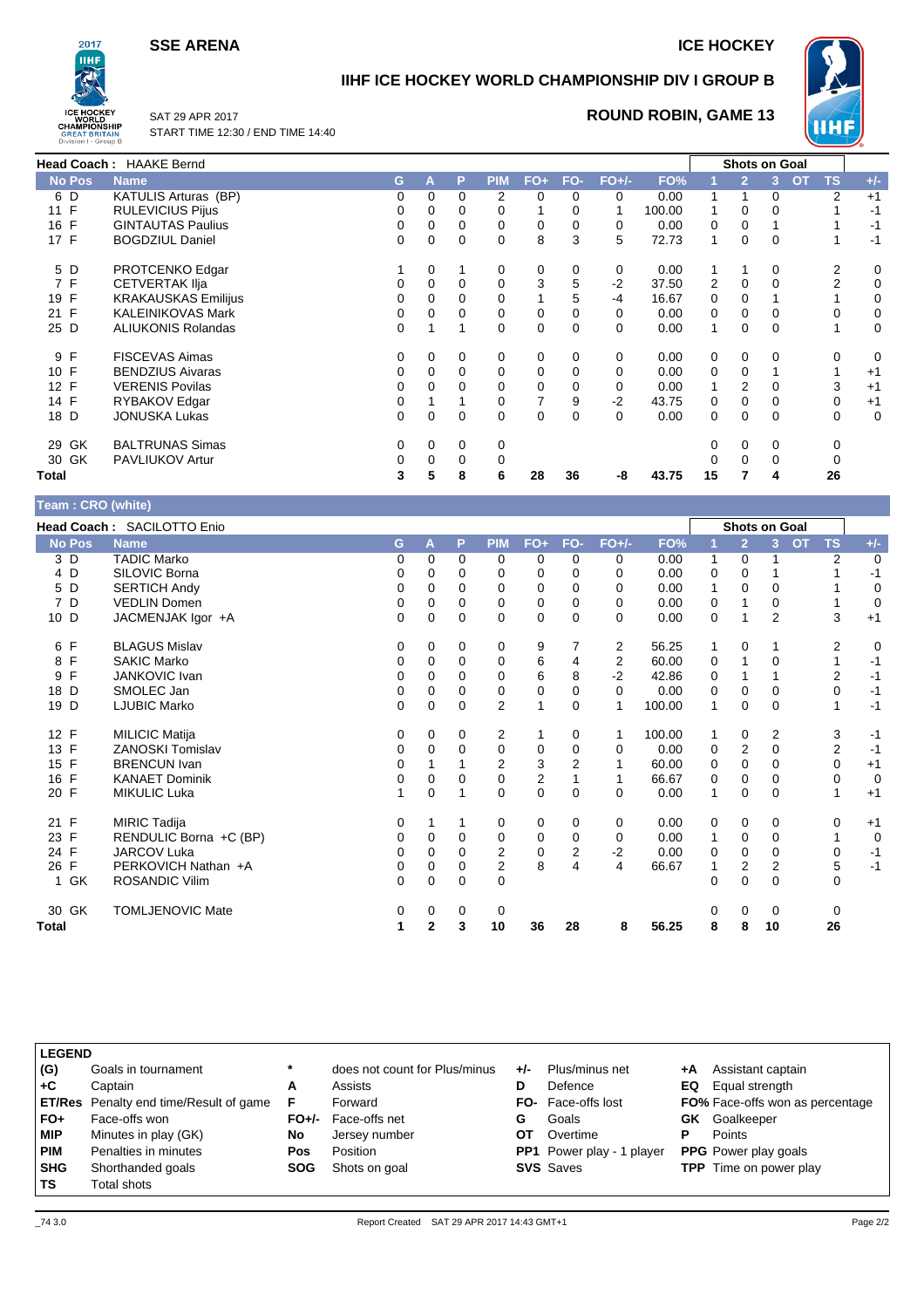# SSE ARENA

# ICE HOCKEY

## IIHF ICE HOCKEY WORLD CHAMPIONSHIP DIV I GROUP B

SAT 29 APR 2017
START TIME 12:30 / END TIME 14:40

## ROUND ROBIN, GAME 13

**Head Coach :** HAAKE Bernd

| No | Pos | Name | G | A | P | PIM | FO+ | FO- | FO+/- | FO% | 1 | 2 | 3 | OT | TS | +/- |
|---|---|---|---|---|---|---|---|---|---|---|---|---|---|---|---|---|
| | | | | | | | | | | | Shots on Goal | | | | | |
| 6 | D | KATULIS Arturas (BP) | 0 | 0 | 0 | 2 | 0 | 0 | 0 | 0.00 | 1 | 1 | 0 | | 2 | +1 |
| 11 | F | RULEVICIUS Pijus | 0 | 0 | 0 | 0 | 1 | 0 | 1 | 100.00 | 1 | 0 | 0 | | 1 | -1 |
| 16 | F | GINTAUTAS Paulius | 0 | 0 | 0 | 0 | 0 | 0 | 0 | 0.00 | 0 | 0 | 1 | | 1 | -1 |
| 17 | F | BOGDZIUL Daniel | 0 | 0 | 0 | 0 | 8 | 3 | 5 | 72.73 | 1 | 0 | 0 | | 1 | -1 |
| 5 | D | PROTCENKO Edgar | 1 | 0 | 1 | 0 | 0 | 0 | 0 | 0.00 | 1 | 1 | 0 | | 2 | 0 |
| 7 | F | CETVERTAK Ilja | 0 | 0 | 0 | 0 | 3 | 5 | -2 | 37.50 | 2 | 0 | 0 | | 2 | 0 |
| 19 | F | KRAKAUSKAS Emilijus | 0 | 0 | 0 | 0 | 1 | 5 | -4 | 16.67 | 0 | 0 | 1 | | 1 | 0 |
| 21 | F | KALEINIKOVAS Mark | 0 | 0 | 0 | 0 | 0 | 0 | 0 | 0.00 | 0 | 0 | 0 | | 0 | 0 |
| 25 | D | ALIUKONIS Rolandas | 0 | 1 | 1 | 0 | 0 | 0 | 0 | 0.00 | 1 | 0 | 0 | | 1 | 0 |
| 9 | F | FISCEVAS Aimas | 0 | 0 | 0 | 0 | 0 | 0 | 0 | 0.00 | 0 | 0 | 0 | | 0 | 0 |
| 10 | F | BENDZIUS Aivaras | 0 | 0 | 0 | 0 | 0 | 0 | 0 | 0.00 | 0 | 0 | 1 | | 1 | +1 |
| 12 | F | VERENIS Povilas | 0 | 0 | 0 | 0 | 0 | 0 | 0 | 0.00 | 1 | 2 | 0 | | 3 | +1 |
| 14 | F | RYBAKOV Edgar | 0 | 1 | 1 | 0 | 7 | 9 | -2 | 43.75 | 0 | 0 | 0 | | 0 | +1 |
| 18 | D | JONUSKA Lukas | 0 | 0 | 0 | 0 | 0 | 0 | 0 | 0.00 | 0 | 0 | 0 | | 0 | 0 |
| 29 | GK | BALTRUNAS Simas | 0 | 0 | 0 | 0 | | | | | 0 | 0 | 0 | | 0 | |
| 30 | GK | PAVLIUKOV Artur | 0 | 0 | 0 | 0 | | | | | 0 | 0 | 0 | | 0 | |
| **Total** | | | **3** | **5** | **8** | **6** | **28** | **36** | **-8** | **43.75** | **15** | **7** | **4** | | **26** | |

**Team : CRO (white)**

**Head Coach :** SACILOTTO Enio

| No | Pos | Name | G | A | P | PIM | FO+ | FO- | FO+/- | FO% | 1 | 2 | 3 | OT | TS | +/- |
|---|---|---|---|---|---|---|---|---|---|---|---|---|---|---|---|---|
| | | | | | | | | | | | Shots on Goal | | | | | |
| 3 | D | TADIC Marko | 0 | 0 | 0 | 0 | 0 | 0 | 0 | 0.00 | 1 | 0 | 1 | | 2 | 0 |
| 4 | D | SILOVIC Borna | 0 | 0 | 0 | 0 | 0 | 0 | 0 | 0.00 | 0 | 0 | 1 | | 1 | -1 |
| 5 | D | SERTICH Andy | 0 | 0 | 0 | 0 | 0 | 0 | 0 | 0.00 | 1 | 0 | 0 | | 1 | 0 |
| 7 | D | VEDLIN Domen | 0 | 0 | 0 | 0 | 0 | 0 | 0 | 0.00 | 0 | 1 | 0 | | 1 | 0 |
| 10 | D | JACMENJAK Igor +A | 0 | 0 | 0 | 0 | 0 | 0 | 0 | 0.00 | 0 | 1 | 2 | | 3 | +1 |
| 6 | F | BLAGUS Mislav | 0 | 0 | 0 | 0 | 9 | 7 | 2 | 56.25 | 1 | 0 | 1 | | 2 | 0 |
| 8 | F | SAKIC Marko | 0 | 0 | 0 | 0 | 6 | 4 | 2 | 60.00 | 0 | 1 | 0 | | 1 | -1 |
| 9 | F | JANKOVIC Ivan | 0 | 0 | 0 | 0 | 6 | 8 | -2 | 42.86 | 0 | 1 | 1 | | 2 | -1 |
| 18 | D | SMOLEC Jan | 0 | 0 | 0 | 0 | 0 | 0 | 0 | 0.00 | 0 | 0 | 0 | | 0 | -1 |
| 19 | D | LJUBIC Marko | 0 | 0 | 0 | 2 | 1 | 0 | 1 | 100.00 | 1 | 0 | 0 | | 1 | -1 |
| 12 | F | MILICIC Matija | 0 | 0 | 0 | 2 | 1 | 0 | 1 | 100.00 | 1 | 0 | 2 | | 3 | -1 |
| 13 | F | ZANOSKI Tomislav | 0 | 0 | 0 | 0 | 0 | 0 | 0 | 0.00 | 0 | 2 | 0 | | 2 | -1 |
| 15 | F | BRENCUN Ivan | 0 | 1 | 1 | 2 | 3 | 2 | 1 | 60.00 | 0 | 0 | 0 | | 0 | +1 |
| 16 | F | KANAET Dominik | 0 | 0 | 0 | 0 | 2 | 1 | 1 | 66.67 | 0 | 0 | 0 | | 0 | 0 |
| 20 | F | MIKULIC Luka | 1 | 0 | 1 | 0 | 0 | 0 | 0 | 0.00 | 1 | 0 | 0 | | 1 | +1 |
| 21 | F | MIRIC Tadija | 0 | 1 | 1 | 0 | 0 | 0 | 0 | 0.00 | 0 | 0 | 0 | | 0 | +1 |
| 23 | F | RENDULIC Borna +C (BP) | 0 | 0 | 0 | 0 | 0 | 0 | 0 | 0.00 | 1 | 0 | 0 | | 1 | 0 |
| 24 | F | JARCOV Luka | 0 | 0 | 0 | 2 | 0 | 2 | -2 | 0.00 | 0 | 0 | 0 | | 0 | -1 |
| 26 | F | PERKOVICH Nathan +A | 0 | 0 | 0 | 2 | 8 | 4 | 4 | 66.67 | 1 | 2 | 2 | | 5 | -1 |
| 1 | GK | ROSANDIC Vilim | 0 | 0 | 0 | 0 | | | | | 0 | 0 | 0 | | 0 | |
| 30 | GK | TOMLJENOVIC Mate | 0 | 0 | 0 | 0 | | | | | 0 | 0 | 0 | | 0 | |
| **Total** | | | **1** | **2** | **3** | **10** | **36** | **28** | **8** | **56.25** | **8** | **8** | **10** | | **26** | |

**LEGEND**

| | | | | | | | |
|---|---|---|---|---|---|---|---|
| (G) | Goals in tournament | * | does not count for Plus/minus | +/- | Plus/minus net | +A | Assistant captain |
| +C | Captain | A | Assists | D | Defence | EQ | Equal strength |
| ET/Res | Penalty end time/Result of game | F | Forward | FO- | Face-offs lost | FO% | Face-offs won as percentage |
| FO+ | Face-offs won | FO+/- | Face-offs net | G | Goals | GK | Goalkeeper |
| MIP | Minutes in play (GK) | No | Jersey number | OT | Overtime | P | Points |
| PIM | Penalties in minutes | Pos | Position | PP1 | Power play - 1 player | PPG | Power play goals |
| SHG | Shorthanded goals | SOG | Shots on goal | SVS | Saves | TPP | Time on power play |
| TS | Total shots | | | | | | |

_74 3.0 Report Created SAT 29 APR 2017 14:43 GMT+1